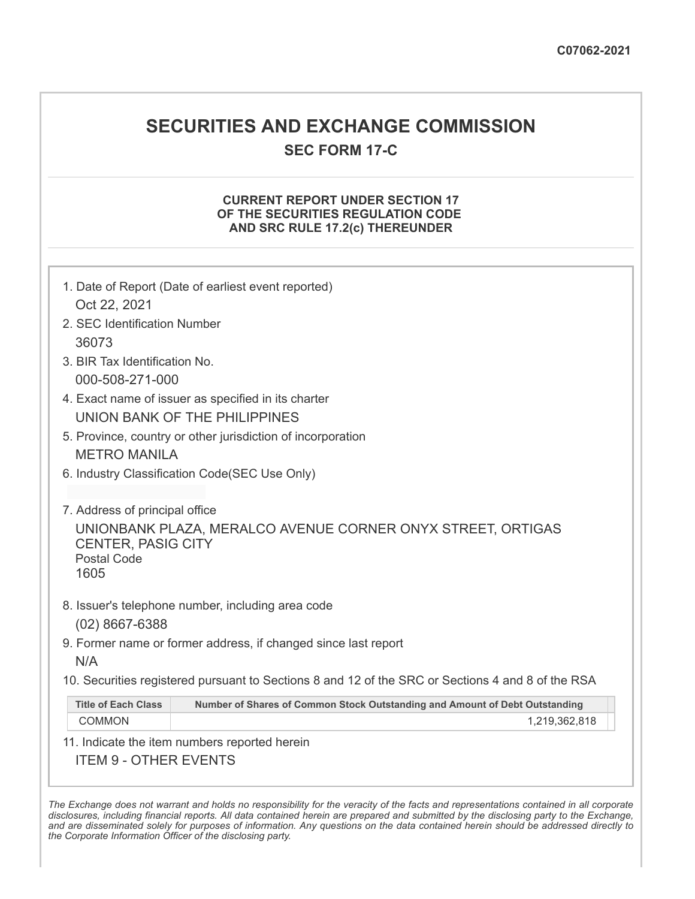C07062-2021

# SECURITIES AND EXCHANGE COMMISSION

## SEC FORM 17-C

### CURRENT REPORT UNDER SECTION 17 OF THE SECURITIES REGULATION CODE AND SRC RULE 17.2(c) THEREUNDER

1. Date of Report (Date of earliest event reported)
   Oct 22, 2021
2. SEC Identification Number
   36073
3. BIR Tax Identification No.
   000-508-271-000
4. Exact name of issuer as specified in its charter
   UNION BANK OF THE PHILIPPINES
5. Province, country or other jurisdiction of incorporation
   METRO MANILA
6. Industry Classification Code(SEC Use Only)

7. Address of principal office
   UNIONBANK PLAZA, MERALCO AVENUE CORNER ONYX STREET, ORTIGAS CENTER, PASIG CITY
   Postal Code
   1605
8. Issuer's telephone number, including area code
   (02) 8667-6388
9. Former name or former address, if changed since last report
   N/A
10. Securities registered pursuant to Sections 8 and 12 of the SRC or Sections 4 and 8 of the RSA

| Title of Each Class | Number of Shares of Common Stock Outstanding and Amount of Debt Outstanding |
|---|---|
| COMMON | 1,219,362,818 |

11. Indicate the item numbers reported herein
    ITEM 9 - OTHER EVENTS

*The Exchange does not warrant and holds no responsibility for the veracity of the facts and representations contained in all corporate disclosures, including financial reports. All data contained herein are prepared and submitted by the disclosing party to the Exchange, and are disseminated solely for purposes of information. Any questions on the data contained herein should be addressed directly to the Corporate Information Officer of the disclosing party.*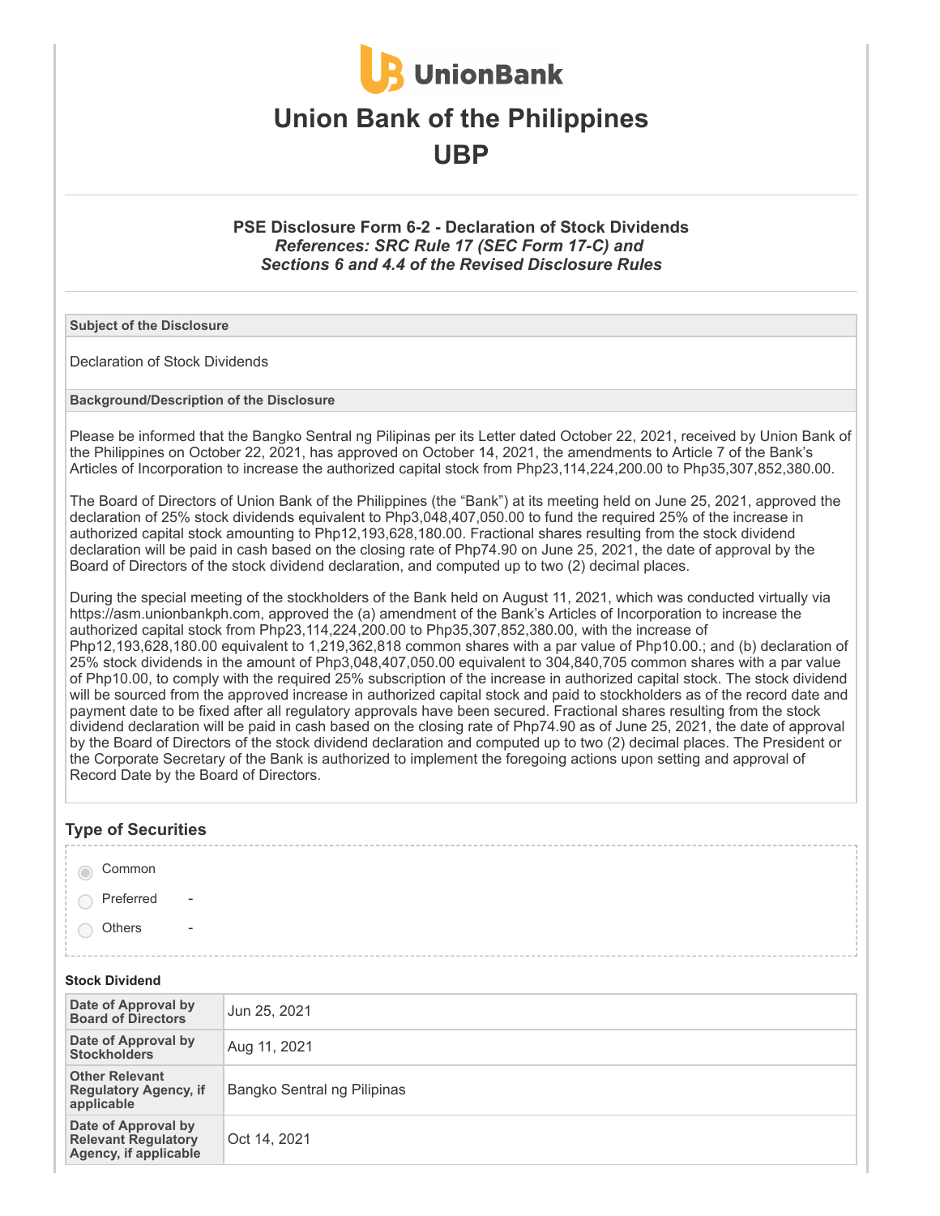# Union Bank of the Philippines

# UBP

### PSE Disclosure Form 6-2 - Declaration of Stock Dividends

***References: SRC Rule 17 (SEC Form 17-C) and Sections 6 and 4.4 of the Revised Disclosure Rules***

**Subject of the Disclosure**

Declaration of Stock Dividends

**Background/Description of the Disclosure**

Please be informed that the Bangko Sentral ng Pilipinas per its Letter dated October 22, 2021, received by Union Bank of the Philippines on October 22, 2021, has approved on October 14, 2021, the amendments to Article 7 of the Bank's Articles of Incorporation to increase the authorized capital stock from Php23,114,224,200.00 to Php35,307,852,380.00.

The Board of Directors of Union Bank of the Philippines (the "Bank") at its meeting held on June 25, 2021, approved the declaration of 25% stock dividends equivalent to Php3,048,407,050.00 to fund the required 25% of the increase in authorized capital stock amounting to Php12,193,628,180.00. Fractional shares resulting from the stock dividend declaration will be paid in cash based on the closing rate of Php74.90 on June 25, 2021, the date of approval by the Board of Directors of the stock dividend declaration, and computed up to two (2) decimal places.

During the special meeting of the stockholders of the Bank held on August 11, 2021, which was conducted virtually via https://asm.unionbankph.com, approved the (a) amendment of the Bank's Articles of Incorporation to increase the authorized capital stock from Php23,114,224,200.00 to Php35,307,852,380.00, with the increase of Php12,193,628,180.00 equivalent to 1,219,362,818 common shares with a par value of Php10.00.; and (b) declaration of 25% stock dividends in the amount of Php3,048,407,050.00 equivalent to 304,840,705 common shares with a par value of Php10.00, to comply with the required 25% subscription of the increase in authorized capital stock. The stock dividend will be sourced from the approved increase in authorized capital stock and paid to stockholders as of the record date and payment date to be fixed after all regulatory approvals have been secured. Fractional shares resulting from the stock dividend declaration will be paid in cash based on the closing rate of Php74.90 as of June 25, 2021, the date of approval by the Board of Directors of the stock dividend declaration and computed up to two (2) decimal places. The President or the Corporate Secretary of the Bank is authorized to implement the foregoing actions upon setting and approval of Record Date by the Board of Directors.

## Type of Securities

- (selected) Common
- Preferred -
- Others -

**Stock Dividend**

| | |
|---|---|
| Date of Approval by Board of Directors | Jun 25, 2021 |
| Date of Approval by Stockholders | Aug 11, 2021 |
| Other Relevant Regulatory Agency, if applicable | Bangko Sentral ng Pilipinas |
| Date of Approval by Relevant Regulatory Agency, if applicable | Oct 14, 2021 |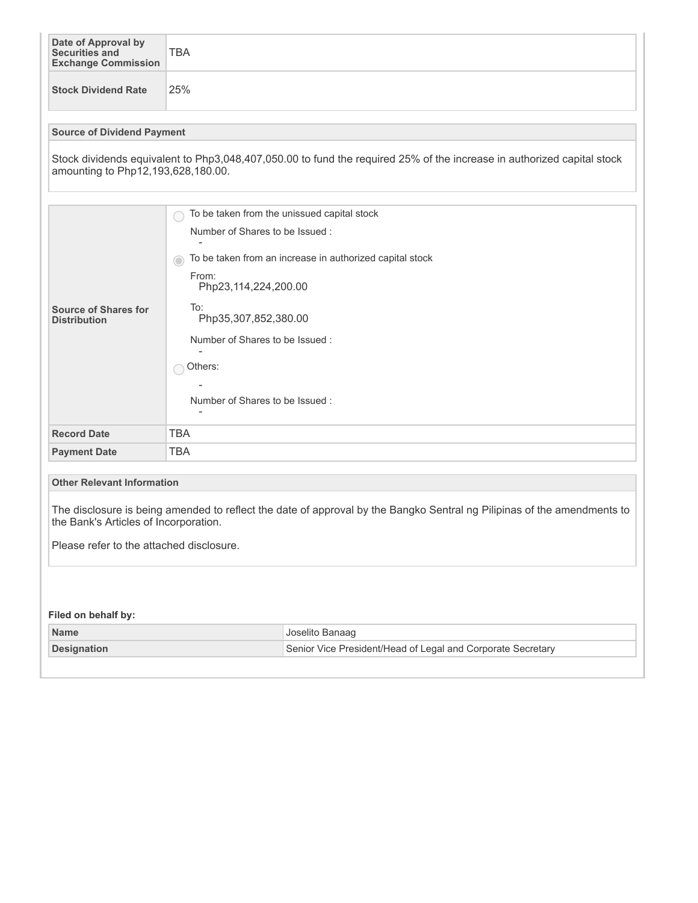| | |
|---|---|
| **Date of Approval by Securities and Exchange Commission** | TBA |
| **Stock Dividend Rate** | 25% |

**Source of Dividend Payment**

Stock dividends equivalent to Php3,048,407,050.00 to fund the required 25% of the increase in authorized capital stock amounting to Php12,193,628,180.00.

| | |
|---|---|
| **Source of Shares for Distribution** | ○ To be taken from the unissued capital stock<br>Number of Shares to be Issued :<br>-<br>◉ To be taken from an increase in authorized capital stock<br>From:<br>Php23,114,224,200.00<br>To:<br>Php35,307,852,380.00<br>Number of Shares to be Issued :<br>-<br>○ Others:<br>-<br>Number of Shares to be Issued :<br>- |
| **Record Date** | TBA |
| **Payment Date** | TBA |

**Other Relevant Information**

The disclosure is being amended to reflect the date of approval by the Bangko Sentral ng Pilipinas of the amendments to the Bank's Articles of Incorporation.

Please refer to the attached disclosure.

**Filed on behalf by:**

| | |
|---|---|
| **Name** | Joselito Banaag |
| **Designation** | Senior Vice President/Head of Legal and Corporate Secretary |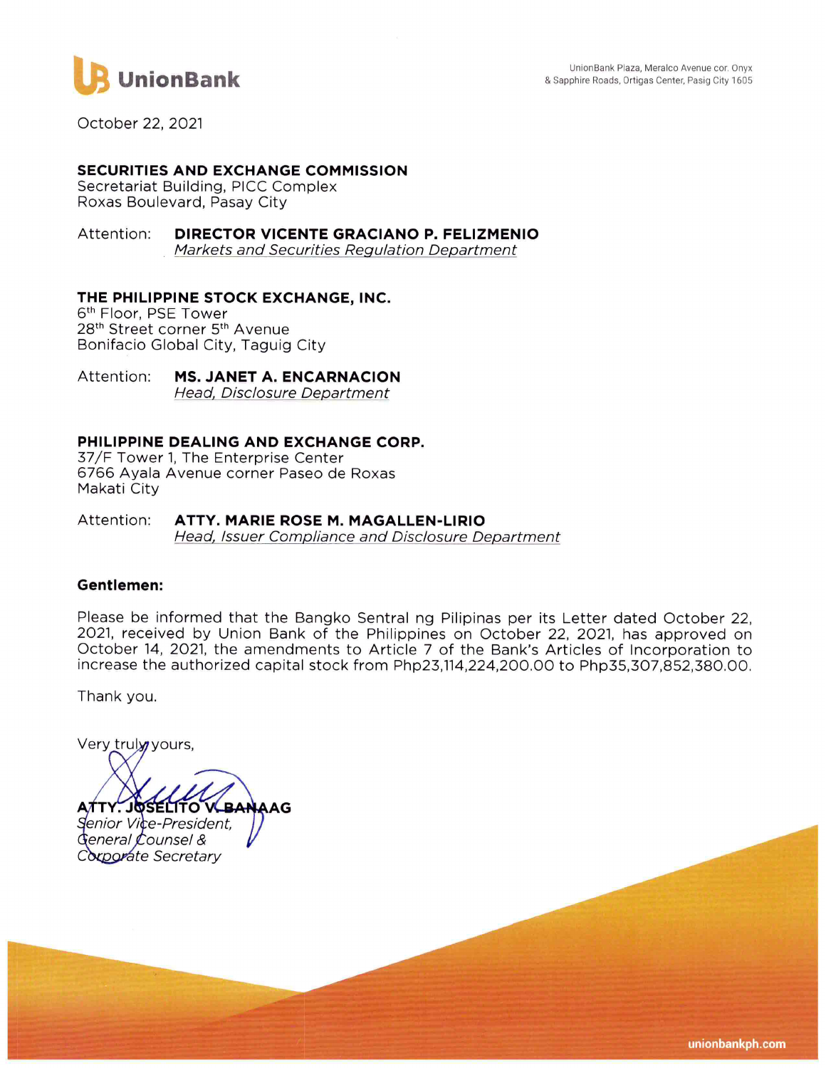UnionBank

UnionBank Plaza, Meralco Avenue cor. Onyx & Sapphire Roads, Ortigas Center, Pasig City 1605

October 22, 2021

**SECURITIES AND EXCHANGE COMMISSION**
Secretariat Building, PICC Complex
Roxas Boulevard, Pasay City

Attention: **DIRECTOR VICENTE GRACIANO P. FELIZMENIO**
*Markets and Securities Regulation Department*

**THE PHILIPPINE STOCK EXCHANGE, INC.**
6th Floor, PSE Tower
28th Street corner 5th Avenue
Bonifacio Global City, Taguig City

Attention: **MS. JANET A. ENCARNACION**
*Head, Disclosure Department*

**PHILIPPINE DEALING AND EXCHANGE CORP.**
37/F Tower 1, The Enterprise Center
6766 Ayala Avenue corner Paseo de Roxas
Makati City

Attention: **ATTY. MARIE ROSE M. MAGALLEN-LIRIO**
*Head, Issuer Compliance and Disclosure Department*

**Gentlemen:**

Please be informed that the Bangko Sentral ng Pilipinas per its Letter dated October 22, 2021, received by Union Bank of the Philippines on October 22, 2021, has approved on October 14, 2021, the amendments to Article 7 of the Bank's Articles of Incorporation to increase the authorized capital stock from Php23,114,224,200.00 to Php35,307,852,380.00.

Thank you.

Very truly yours,

**ATTY. JOSELITO V. BANAAG**
*Senior Vice-President,*
*General Counsel &*
*Corporate Secretary*

unionbankph.com